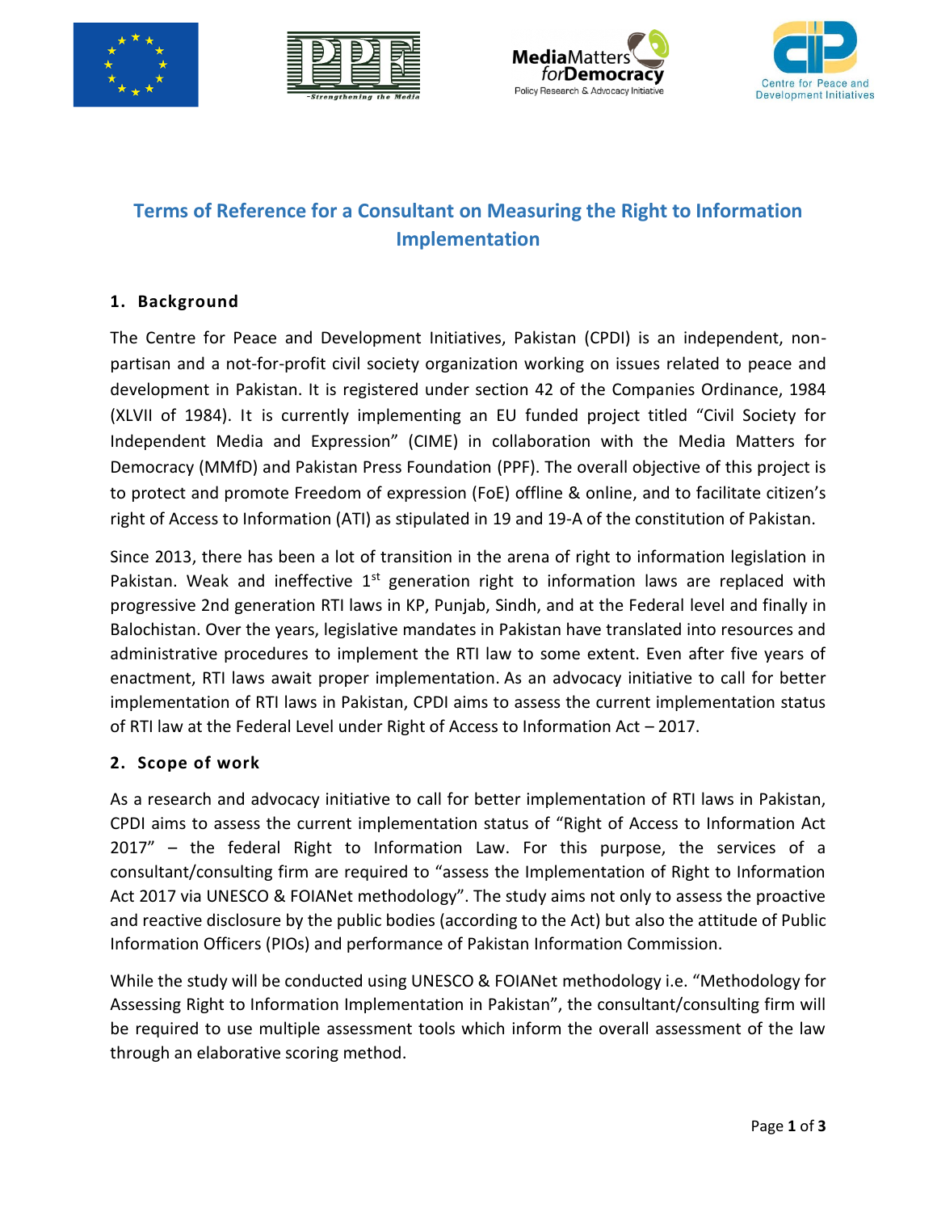# Terms of Reference for a Consultant on Measuring the Right to Information Implementation

## 1. Background

The Centre for Peace and Development Initiatives, Pakistan (CPDI) is an independent, non-partisan and a not-for-profit civil society organization working on issues related to peace and development in Pakistan. It is registered under section 42 of the Companies Ordinance, 1984 (XLVII of 1984). It is currently implementing an EU funded project titled "Civil Society for Independent Media and Expression" (CIME) in collaboration with the Media Matters for Democracy (MMfD) and Pakistan Press Foundation (PPF). The overall objective of this project is to protect and promote Freedom of expression (FoE) offline & online, and to facilitate citizen's right of Access to Information (ATI) as stipulated in 19 and 19-A of the constitution of Pakistan.

Since 2013, there has been a lot of transition in the arena of right to information legislation in Pakistan. Weak and ineffective 1st generation right to information laws are replaced with progressive 2nd generation RTI laws in KP, Punjab, Sindh, and at the Federal level and finally in Balochistan. Over the years, legislative mandates in Pakistan have translated into resources and administrative procedures to implement the RTI law to some extent. Even after five years of enactment, RTI laws await proper implementation. As an advocacy initiative to call for better implementation of RTI laws in Pakistan, CPDI aims to assess the current implementation status of RTI law at the Federal Level under Right of Access to Information Act – 2017.

## 2. Scope of work

As a research and advocacy initiative to call for better implementation of RTI laws in Pakistan, CPDI aims to assess the current implementation status of "Right of Access to Information Act 2017" – the federal Right to Information Law. For this purpose, the services of a consultant/consulting firm are required to "assess the Implementation of Right to Information Act 2017 via UNESCO & FOIANet methodology". The study aims not only to assess the proactive and reactive disclosure by the public bodies (according to the Act) but also the attitude of Public Information Officers (PIOs) and performance of Pakistan Information Commission.

While the study will be conducted using UNESCO & FOIANet methodology i.e. "Methodology for Assessing Right to Information Implementation in Pakistan", the consultant/consulting firm will be required to use multiple assessment tools which inform the overall assessment of the law through an elaborative scoring method.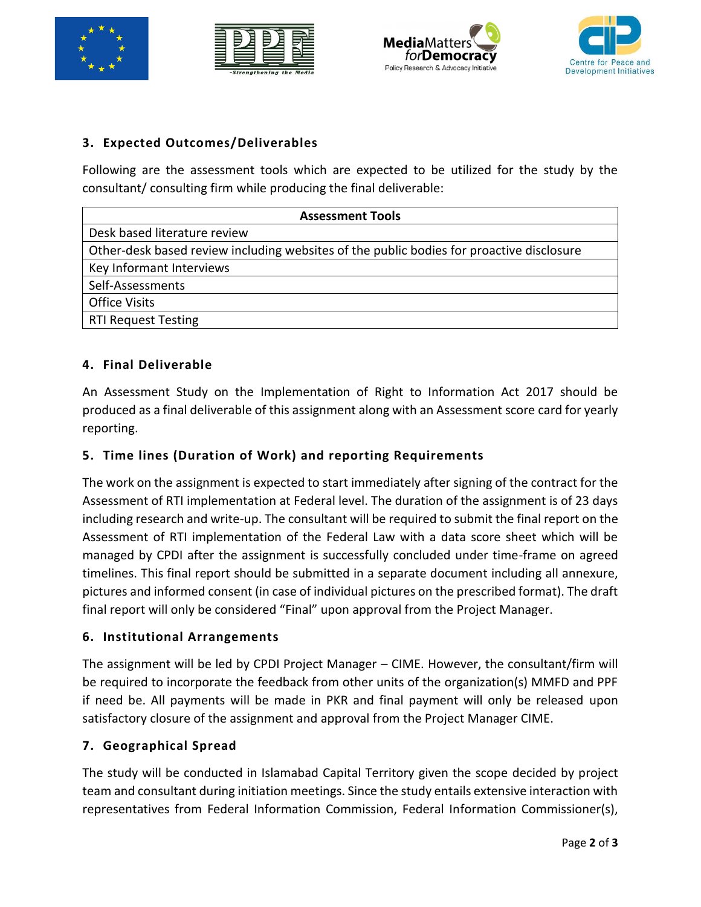## 3. Expected Outcomes/Deliverables

Following are the assessment tools which are expected to be utilized for the study by the consultant/ consulting firm while producing the final deliverable:

| Assessment Tools |
| --- |
| Desk based literature review |
| Other-desk based review including websites of the public bodies for proactive disclosure |
| Key Informant Interviews |
| Self-Assessments |
| Office Visits |
| RTI Request Testing |

## 4. Final Deliverable

An Assessment Study on the Implementation of Right to Information Act 2017 should be produced as a final deliverable of this assignment along with an Assessment score card for yearly reporting.

## 5. Time lines (Duration of Work) and reporting Requirements

The work on the assignment is expected to start immediately after signing of the contract for the Assessment of RTI implementation at Federal level. The duration of the assignment is of 23 days including research and write-up. The consultant will be required to submit the final report on the Assessment of RTI implementation of the Federal Law with a data score sheet which will be managed by CPDI after the assignment is successfully concluded under time-frame on agreed timelines. This final report should be submitted in a separate document including all annexure, pictures and informed consent (in case of individual pictures on the prescribed format). The draft final report will only be considered "Final" upon approval from the Project Manager.

## 6. Institutional Arrangements

The assignment will be led by CPDI Project Manager – CIME. However, the consultant/firm will be required to incorporate the feedback from other units of the organization(s) MMFD and PPF if need be. All payments will be made in PKR and final payment will only be released upon satisfactory closure of the assignment and approval from the Project Manager CIME.

## 7. Geographical Spread

The study will be conducted in Islamabad Capital Territory given the scope decided by project team and consultant during initiation meetings. Since the study entails extensive interaction with representatives from Federal Information Commission, Federal Information Commissioner(s),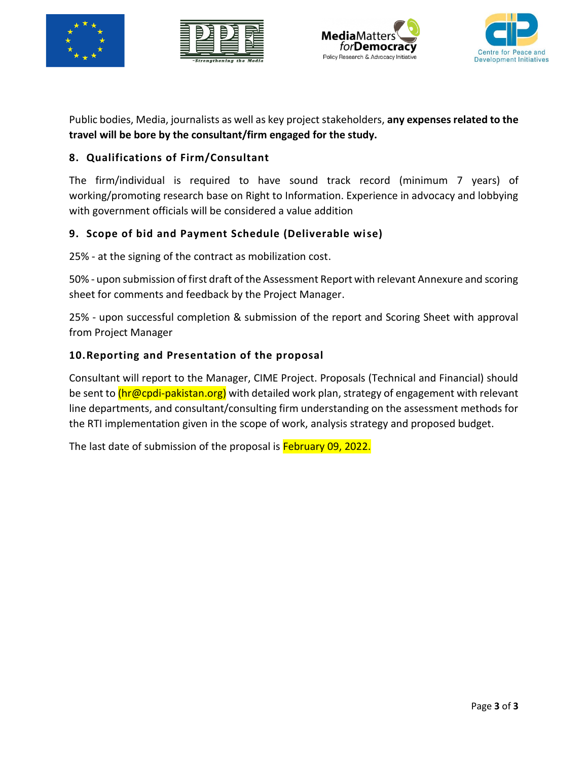Public bodies, Media, journalists as well as key project stakeholders, **any expenses related to the travel will be bore by the consultant/firm engaged for the study.**

## 8. Qualifications of Firm/Consultant

The firm/individual is required to have sound track record (minimum 7 years) of working/promoting research base on Right to Information. Experience in advocacy and lobbying with government officials will be considered a value addition

## 9. Scope of bid and Payment Schedule (Deliverable wise)

25% - at the signing of the contract as mobilization cost.

50% - upon submission of first draft of the Assessment Report with relevant Annexure and scoring sheet for comments and feedback by the Project Manager.

25% - upon successful completion & submission of the report and Scoring Sheet with approval from Project Manager

## 10. Reporting and Presentation of the proposal

Consultant will report to the Manager, CIME Project. Proposals (Technical and Financial) should be sent to (hr@cpdi-pakistan.org) with detailed work plan, strategy of engagement with relevant line departments, and consultant/consulting firm understanding on the assessment methods for the RTI implementation given in the scope of work, analysis strategy and proposed budget.

The last date of submission of the proposal is February 09, 2022.